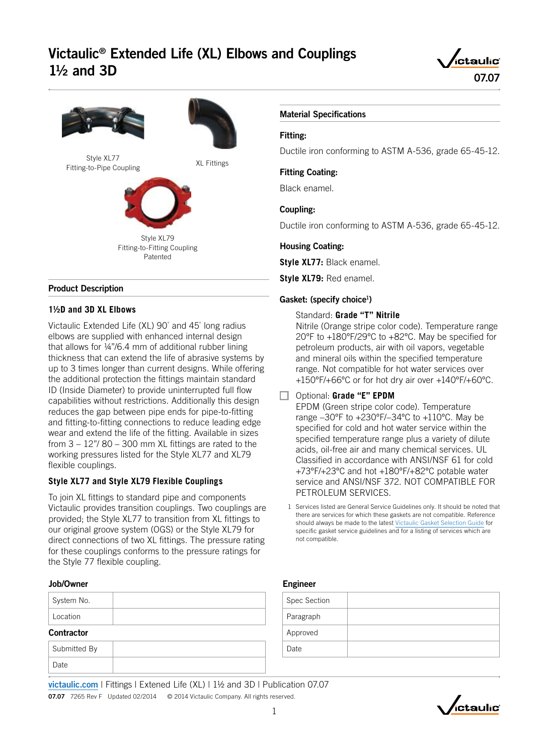# Victaulic® Extended Life (XL) Elbows and Couplings 1½ and 3D

07.07

Style XL77
Fitting-to-Pipe Coupling

XL Fittings

Style XL79
Fitting-to-Fitting Coupling
Patented

## Product Description

### 1½D and 3D XL Elbows

Victaulic Extended Life (XL) 90˚ and 45˚ long radius elbows are supplied with enhanced internal design that allows for ¼"/6.4 mm of additional rubber lining thickness that can extend the life of abrasive systems by up to 3 times longer than current designs. While offering the additional protection the fittings maintain standard ID (Inside Diameter) to provide uninterrupted full flow capabilities without restrictions. Additionally this design reduces the gap between pipe ends for pipe-to-fitting and fitting-to-fitting connections to reduce leading edge wear and extend the life of the fitting. Available in sizes from 3 – 12"/ 80 – 300 mm XL fittings are rated to the working pressures listed for the Style XL77 and XL79 flexible couplings.

### Style XL77 and Style XL79 Flexible Couplings

To join XL fittings to standard pipe and components Victaulic provides transition couplings. Two couplings are provided; the Style XL77 to transition from XL fittings to our original groove system (OGS) or the Style XL79 for direct connections of two XL fittings. The pressure rating for these couplings conforms to the pressure ratings for the Style 77 flexible coupling.

## Material Specifications

**Fitting:**

Ductile iron conforming to ASTM A-536, grade 65-45-12.

**Fitting Coating:**

Black enamel.

**Coupling:**

Ductile iron conforming to ASTM A-536, grade 65-45-12.

**Housing Coating:**

**Style XL77:** Black enamel.

**Style XL79:** Red enamel.

**Gasket: (specify choice[1])**

Standard: **Grade "T" Nitrile**
Nitrile (Orange stripe color code). Temperature range 20°F to +180°F/29°C to +82°C. May be specified for petroleum products, air with oil vapors, vegetable and mineral oils within the specified temperature range. Not compatible for hot water services over +150°F/+66°C or for hot dry air over +140°F/+60°C.

☐ Optional: **Grade "E" EPDM**
EPDM (Green stripe color code). Temperature range –30°F to +230°F/–34°C to +110°C. May be specified for cold and hot water service within the specified temperature range plus a variety of dilute acids, oil-free air and many chemical services. UL Classified in accordance with ANSI/NSF 61 for cold +73°F/+23°C and hot +180°F/+82°C potable water service and ANSI/NSF 372. NOT COMPATIBLE FOR PETROLEUM SERVICES.

1 Services listed are General Service Guidelines only. It should be noted that there are services for which these gaskets are not compatible. Reference should always be made to the latest Victaulic Gasket Selection Guide for specific gasket service guidelines and for a listing of services which are not compatible.

**Job/Owner**

| System No. | |
|---|---|
| Location | |

**Contractor**

| Submitted By | |
|---|---|
| Date | |

**Engineer**

| Spec Section | |
|---|---|
| Paragraph | |
| Approved | |
| Date | |

victaulic.com | Fittings | Extended Life (XL) | 1½ and 3D | Publication 07.07

07.07 7265 Rev F Updated 02/2014 © 2014 Victaulic Company. All rights reserved.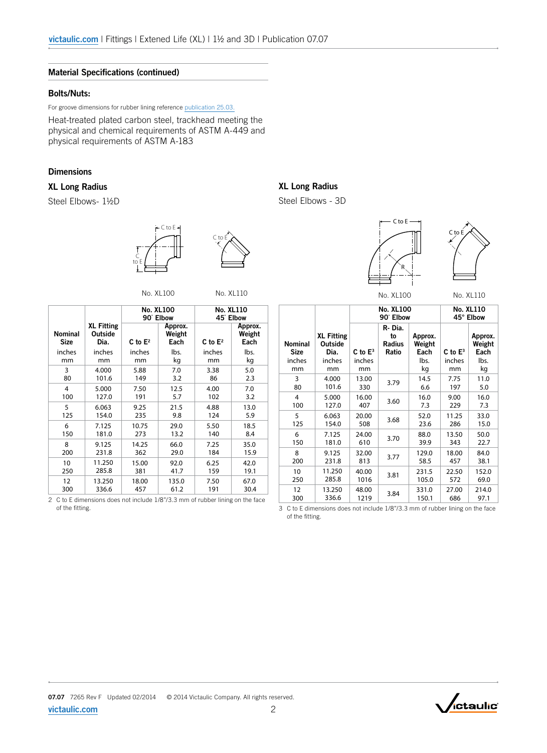## Material Specifications (continued)

### Bolts/Nuts:

For groove dimensions for rubber lining reference publication 25.03.

Heat-treated plated carbon steel, trackhead meeting the physical and chemical requirements of ASTM A-449 and physical requirements of ASTM A-183

## Dimensions

### XL Long Radius

Steel Elbows- 1½D

No. XL100 No. XL110

| Nominal Size inches mm | XL Fitting Outside Dia. inches mm | No. XL100 90° Elbow C to E[2] inches mm | No. XL100 90° Elbow Approx. Weight Each lbs. kg | No. XL110 45° Elbow C to E[2] inches mm | No. XL110 45° Elbow Approx. Weight Each lbs. kg |
|---|---|---|---|---|---|
| 3<br>80 | 4.000<br>101.6 | 5.88<br>149 | 7.0<br>3.2 | 3.38<br>86 | 5.0<br>2.3 |
| 4<br>100 | 5.000<br>127.0 | 7.50<br>191 | 12.5<br>5.7 | 4.00<br>102 | 7.0<br>3.2 |
| 5<br>125 | 6.063<br>154.0 | 9.25<br>235 | 21.5<br>9.8 | 4.88<br>124 | 13.0<br>5.9 |
| 6<br>150 | 7.125<br>181.0 | 10.75<br>273 | 29.0<br>13.2 | 5.50<br>140 | 18.5<br>8.4 |
| 8<br>200 | 9.125<br>231.8 | 14.25<br>362 | 66.0<br>29.0 | 7.25<br>184 | 35.0<br>15.9 |
| 10<br>250 | 11.250<br>285.8 | 15.00<br>381 | 92.0<br>41.7 | 6.25<br>159 | 42.0<br>19.1 |
| 12<br>300 | 13.250<br>336.6 | 18.00<br>457 | 135.0<br>61.2 | 7.50<br>191 | 67.0<br>30.4 |

2 C to E dimensions does not include 1/8"/3.3 mm of rubber lining on the face of the fitting.

### XL Long Radius

Steel Elbows - 3D

No. XL100 No. XL110

| Nominal Size inches mm | XL Fitting Outside Dia. inches mm | No. XL100 90° Elbow C to E[3] inches mm | No. XL100 90° Elbow R- Dia. to Radius Ratio | No. XL100 90° Elbow Approx. Weight Each lbs. kg | No. XL110 45° Elbow C to E[3] inches mm | No. XL110 45° Elbow Approx. Weight Each lbs. kg |
|---|---|---|---|---|---|---|
| 3<br>80 | 4.000<br>101.6 | 13.00<br>330 | 3.79 | 14.5<br>6.6 | 7.75<br>197 | 11.0<br>5.0 |
| 4<br>100 | 5.000<br>127.0 | 16.00<br>407 | 3.60 | 16.0<br>7.3 | 9.00<br>229 | 16.0<br>7.3 |
| 5<br>125 | 6.063<br>154.0 | 20.00<br>508 | 3.68 | 52.0<br>23.6 | 11.25<br>286 | 33.0<br>15.0 |
| 6<br>150 | 7.125<br>181.0 | 24.00<br>610 | 3.70 | 88.0<br>39.9 | 13.50<br>343 | 50.0<br>22.7 |
| 8<br>200 | 9.125<br>231.8 | 32.00<br>813 | 3.77 | 129.0<br>58.5 | 18.00<br>457 | 84.0<br>38.1 |
| 10<br>250 | 11.250<br>285.8 | 40.00<br>1016 | 3.81 | 231.5<br>105.0 | 22.50<br>572 | 152.0<br>69.0 |
| 12<br>300 | 13.250<br>336.6 | 48.00<br>1219 | 3.84 | 331.0<br>150.1 | 27.00<br>686 | 214.0<br>97.1 |

3 C to E dimensions does not include 1/8"/3.3 mm of rubber lining on the face of the fitting.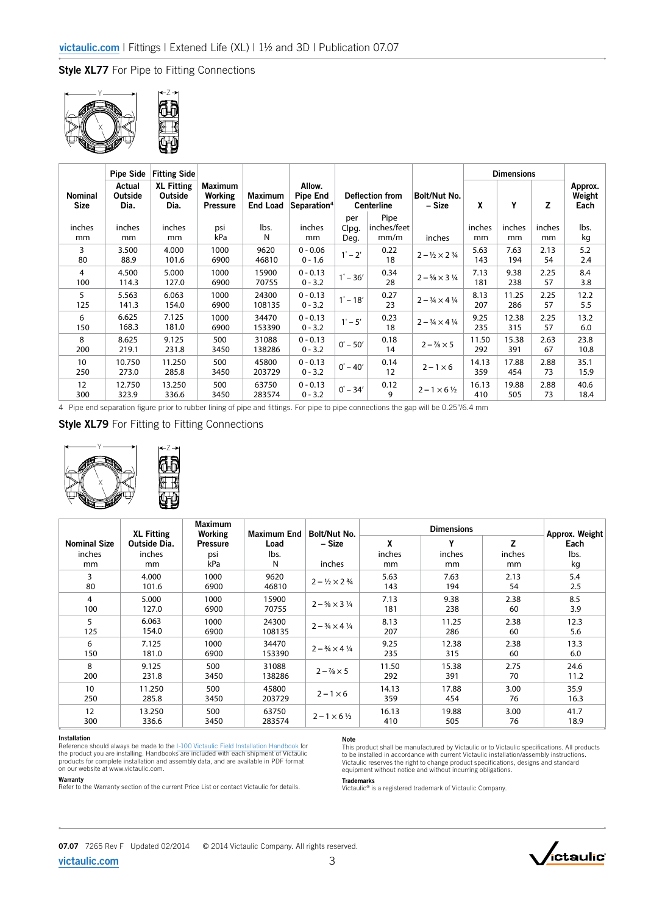victaulic.com | Fittings | Extened Life (XL) | 1½ and 3D | Publication 07.07

**Style XL77** For Pipe to Fitting Connections

| Nominal Size | Pipe Side Actual Outside Dia. | Fitting Side XL Fitting Outside Dia. | Maximum Working Pressure | Maximum End Load | Allow. Pipe End Separation[4] | Deflection from Centerline | | Bolt/Nut No. – Size | Dimensions | | | Approx. Weight Each |
|---|---|---|---|---|---|---|---|---|---|---|---|---|
| | | | | | | per Clpg. | Pipe | | X | Y | Z | |
| inches mm | inches mm | inches mm | psi kPa | lbs. N | inches mm | Deg. | inches/feet mm/m | inches | inches mm | inches mm | inches mm | lbs. kg |
| 3 80 | 3.500 88.9 | 4.000 101.6 | 1000 6900 | 9620 46810 | 0 - 0.06 0 - 1.6 | 1° – 2′ | 0.22 18 | 2 – ½ × 2 ¾ | 5.63 143 | 7.63 194 | 2.13 54 | 5.2 2.4 |
| 4 100 | 4.500 114.3 | 5.000 127.0 | 1000 6900 | 15900 70755 | 0 - 0.13 0 - 3.2 | 1° – 36′ | 0.34 28 | 2 – ⅝ × 3 ¼ | 7.13 181 | 9.38 238 | 2.25 57 | 8.4 3.8 |
| 5 125 | 5.563 141.3 | 6.063 154.0 | 1000 6900 | 24300 108135 | 0 - 0.13 0 - 3.2 | 1° – 18′ | 0.27 23 | 2 – ¾ × 4 ¼ | 8.13 207 | 11.25 286 | 2.25 57 | 12.2 5.5 |
| 6 150 | 6.625 168.3 | 7.125 181.0 | 1000 6900 | 34470 153390 | 0 - 0.13 0 - 3.2 | 1° – 5′ | 0.23 18 | 2 – ¾ × 4 ¼ | 9.25 235 | 12.38 315 | 2.25 57 | 13.2 6.0 |
| 8 200 | 8.625 219.1 | 9.125 231.8 | 500 3450 | 31088 138286 | 0 - 0.13 0 - 3.2 | 0° – 50′ | 0.18 14 | 2 – ⅞ × 5 | 11.50 292 | 15.38 391 | 2.63 67 | 23.8 10.8 |
| 10 250 | 10.750 273.0 | 11.250 285.8 | 500 3450 | 45800 203729 | 0 - 0.13 0 - 3.2 | 0° – 40′ | 0.14 12 | 2 – 1 × 6 | 14.13 359 | 17.88 454 | 2.88 73 | 35.1 15.9 |
| 12 300 | 12.750 323.9 | 13.250 336.6 | 500 3450 | 63750 283574 | 0 - 0.13 0 - 3.2 | 0° – 34′ | 0.12 9 | 2 – 1 × 6 ½ | 16.13 410 | 19.88 505 | 2.88 73 | 40.6 18.4 |

4 Pipe end separation figure prior to rubber lining of pipe and fittings. For pipe to pipe connections the gap will be 0.25"/6.4 mm

**Style XL79** For Fitting to Fitting Connections

| Nominal Size | XL Fitting Outside Dia. | Maximum Working Pressure | Maximum End Load | Bolt/Nut No. – Size | Dimensions | | | Approx. Weight Each |
|---|---|---|---|---|---|---|---|---|
| | | | | | X | Y | Z | |
| inches mm | inches mm | psi kPa | lbs. N | inches | inches mm | inches mm | inches mm | lbs. kg |
| 3 80 | 4.000 101.6 | 1000 6900 | 9620 46810 | 2 – ½ × 2 ¾ | 5.63 143 | 7.63 194 | 2.13 54 | 5.4 2.5 |
| 4 100 | 5.000 127.0 | 1000 6900 | 15900 70755 | 2 – ⅝ × 3 ¼ | 7.13 181 | 9.38 238 | 2.38 60 | 8.5 3.9 |
| 5 125 | 6.063 154.0 | 1000 6900 | 24300 108135 | 2 – ¾ × 4 ¼ | 8.13 207 | 11.25 286 | 2.38 60 | 12.3 5.6 |
| 6 150 | 7.125 181.0 | 1000 6900 | 34470 153390 | 2 – ¾ × 4 ¼ | 9.25 235 | 12.38 315 | 2.38 60 | 13.3 6.0 |
| 8 200 | 9.125 231.8 | 500 3450 | 31088 138286 | 2 – ⅞ × 5 | 11.50 292 | 15.38 391 | 2.75 70 | 24.6 11.2 |
| 10 250 | 11.250 285.8 | 500 3450 | 45800 203729 | 2 – 1 × 6 | 14.13 359 | 17.88 454 | 3.00 76 | 35.9 16.3 |
| 12 300 | 13.250 336.6 | 500 3450 | 63750 283574 | 2 – 1 × 6 ½ | 16.13 410 | 19.88 505 | 3.00 76 | 41.7 18.9 |

**Installation**

Reference should always be made to the I-100 Victaulic Field Installation Handbook for the product you are installing. Handbooks are included with each shipment of Victaulic products for complete installation and assembly data, and are available in PDF format on our website at www.victaulic.com.

**Warranty**

Refer to the Warranty section of the current Price List or contact Victaulic for details.

**Note**

This product shall be manufactured by Victaulic or to Victaulic specifications. All products to be installed in accordance with current Victaulic installation/assembly instructions. Victaulic reserves the right to change product specifications, designs and standard equipment without notice and without incurring obligations.

**Trademarks**

Victaulic® is a registered trademark of Victaulic Company.

07.07 7265 Rev F Updated 02/2014 © 2014 Victaulic Company. All rights reserved.